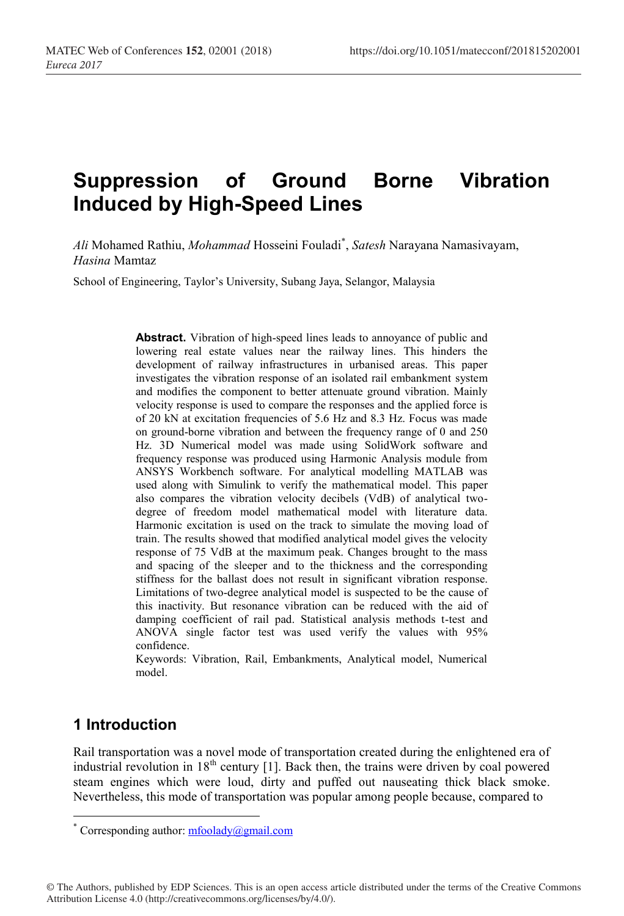# Suppression of Ground Borne Vibration Induced by High-Speed Lines

*Ali* Mohamed Rathiu, *Mohammad* Hosseini Fouladi*, *Satesh* Narayana Namasivayam, *Hasina* Mamtaz

School of Engineering, Taylor's University, Subang Jaya, Selangor, Malaysia

**Abstract.** Vibration of high-speed lines leads to annoyance of public and lowering real estate values near the railway lines. This hinders the development of railway infrastructures in urbanised areas. This paper investigates the vibration response of an isolated rail embankment system and modifies the component to better attenuate ground vibration. Mainly velocity response is used to compare the responses and the applied force is of 20 kN at excitation frequencies of 5.6 Hz and 8.3 Hz. Focus was made on ground-borne vibration and between the frequency range of 0 and 250 Hz. 3D Numerical model was made using SolidWork software and frequency response was produced using Harmonic Analysis module from ANSYS Workbench software. For analytical modelling MATLAB was used along with Simulink to verify the mathematical model. This paper also compares the vibration velocity decibels (VdB) of analytical two-degree of freedom model mathematical model with literature data. Harmonic excitation is used on the track to simulate the moving load of train. The results showed that modified analytical model gives the velocity response of 75 VdB at the maximum peak. Changes brought to the mass and spacing of the sleeper and to the thickness and the corresponding stiffness for the ballast does not result in significant vibration response. Limitations of two-degree analytical model is suspected to be the cause of this inactivity. But resonance vibration can be reduced with the aid of damping coefficient of rail pad. Statistical analysis methods t-test and ANOVA single factor test was used verify the values with 95% confidence.

Keywords: Vibration, Rail, Embankments, Analytical model, Numerical model.

## 1 Introduction

Rail transportation was a novel mode of transportation created during the enlightened era of industrial revolution in $18^{th}$ century [1]. Back then, the trains were driven by coal powered steam engines which were loud, dirty and puffed out nauseating thick black smoke. Nevertheless, this mode of transportation was popular among people because, compared to

* Corresponding author: mfoolady@gmail.com

© The Authors, published by EDP Sciences. This is an open access article distributed under the terms of the Creative Commons Attribution License 4.0 (http://creativecommons.org/licenses/by/4.0/).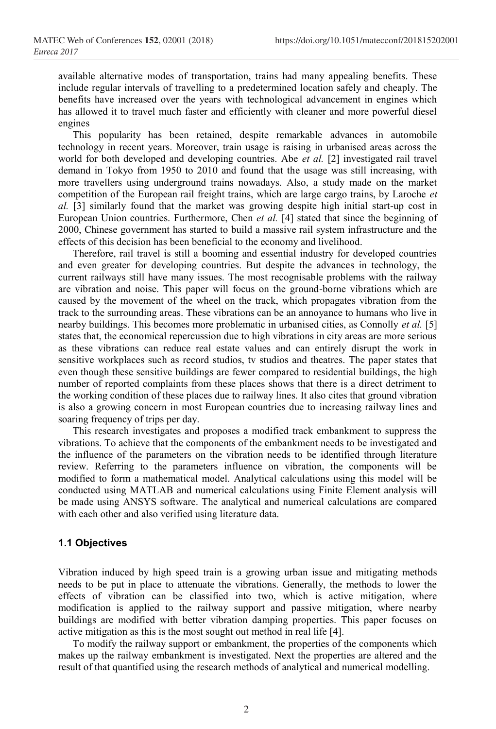available alternative modes of transportation, trains had many appealing benefits. These include regular intervals of travelling to a predetermined location safely and cheaply. The benefits have increased over the years with technological advancement in engines which has allowed it to travel much faster and efficiently with cleaner and more powerful diesel engines

This popularity has been retained, despite remarkable advances in automobile technology in recent years. Moreover, train usage is raising in urbanised areas across the world for both developed and developing countries. Abe *et al.* [2] investigated rail travel demand in Tokyo from 1950 to 2010 and found that the usage was still increasing, with more travellers using underground trains nowadays. Also, a study made on the market competition of the European rail freight trains, which are large cargo trains, by Laroche *et al.* [3] similarly found that the market was growing despite high initial start-up cost in European Union countries. Furthermore, Chen *et al.* [4] stated that since the beginning of 2000, Chinese government has started to build a massive rail system infrastructure and the effects of this decision has been beneficial to the economy and livelihood.

Therefore, rail travel is still a booming and essential industry for developed countries and even greater for developing countries. But despite the advances in technology, the current railways still have many issues. The most recognisable problems with the railway are vibration and noise. This paper will focus on the ground-borne vibrations which are caused by the movement of the wheel on the track, which propagates vibration from the track to the surrounding areas. These vibrations can be an annoyance to humans who live in nearby buildings. This becomes more problematic in urbanised cities, as Connolly *et al.* [5] states that, the economical repercussion due to high vibrations in city areas are more serious as these vibrations can reduce real estate values and can entirely disrupt the work in sensitive workplaces such as record studios, tv studios and theatres. The paper states that even though these sensitive buildings are fewer compared to residential buildings, the high number of reported complaints from these places shows that there is a direct detriment to the working condition of these places due to railway lines. It also cites that ground vibration is also a growing concern in most European countries due to increasing railway lines and soaring frequency of trips per day.

This research investigates and proposes a modified track embankment to suppress the vibrations. To achieve that the components of the embankment needs to be investigated and the influence of the parameters on the vibration needs to be identified through literature review. Referring to the parameters influence on vibration, the components will be modified to form a mathematical model. Analytical calculations using this model will be conducted using MATLAB and numerical calculations using Finite Element analysis will be made using ANSYS software. The analytical and numerical calculations are compared with each other and also verified using literature data.

### 1.1 Objectives

Vibration induced by high speed train is a growing urban issue and mitigating methods needs to be put in place to attenuate the vibrations. Generally, the methods to lower the effects of vibration can be classified into two, which is active mitigation, where modification is applied to the railway support and passive mitigation, where nearby buildings are modified with better vibration damping properties. This paper focuses on active mitigation as this is the most sought out method in real life [4].

To modify the railway support or embankment, the properties of the components which makes up the railway embankment is investigated. Next the properties are altered and the result of that quantified using the research methods of analytical and numerical modelling.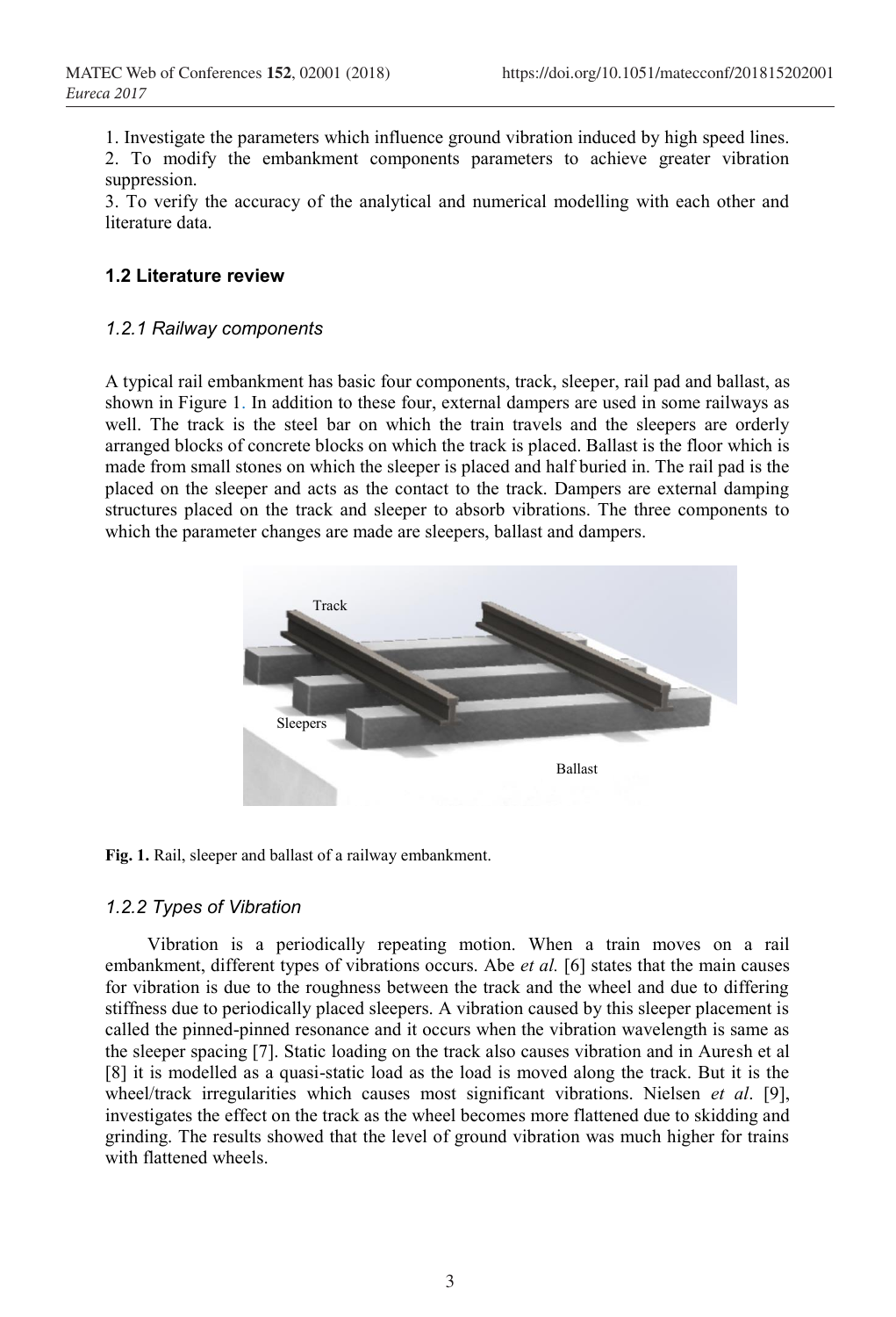1. Investigate the parameters which influence ground vibration induced by high speed lines.
2. To modify the embankment components parameters to achieve greater vibration suppression.
3. To verify the accuracy of the analytical and numerical modelling with each other and literature data.

### 1.2 Literature review

#### *1.2.1 Railway components*

A typical rail embankment has basic four components, track, sleeper, rail pad and ballast, as shown in Figure 1. In addition to these four, external dampers are used in some railways as well. The track is the steel bar on which the train travels and the sleepers are orderly arranged blocks of concrete blocks on which the track is placed. Ballast is the floor which is made from small stones on which the sleeper is placed and half buried in. The rail pad is the placed on the sleeper and acts as the contact to the track. Dampers are external damping structures placed on the track and sleeper to absorb vibrations. The three components to which the parameter changes are made are sleepers, ballast and dampers.

Track

Sleepers

Ballast

**Fig. 1.** Rail, sleeper and ballast of a railway embankment.

#### *1.2.2 Types of Vibration*

Vibration is a periodically repeating motion. When a train moves on a rail embankment, different types of vibrations occurs. Abe *et al.* [6] states that the main causes for vibration is due to the roughness between the track and the wheel and due to differing stiffness due to periodically placed sleepers. A vibration caused by this sleeper placement is called the pinned-pinned resonance and it occurs when the vibration wavelength is same as the sleeper spacing [7]. Static loading on the track also causes vibration and in Auresh et al [8] it is modelled as a quasi-static load as the load is moved along the track. But it is the wheel/track irregularities which causes most significant vibrations. Nielsen *et al*. [9], investigates the effect on the track as the wheel becomes more flattened due to skidding and grinding. The results showed that the level of ground vibration was much higher for trains with flattened wheels.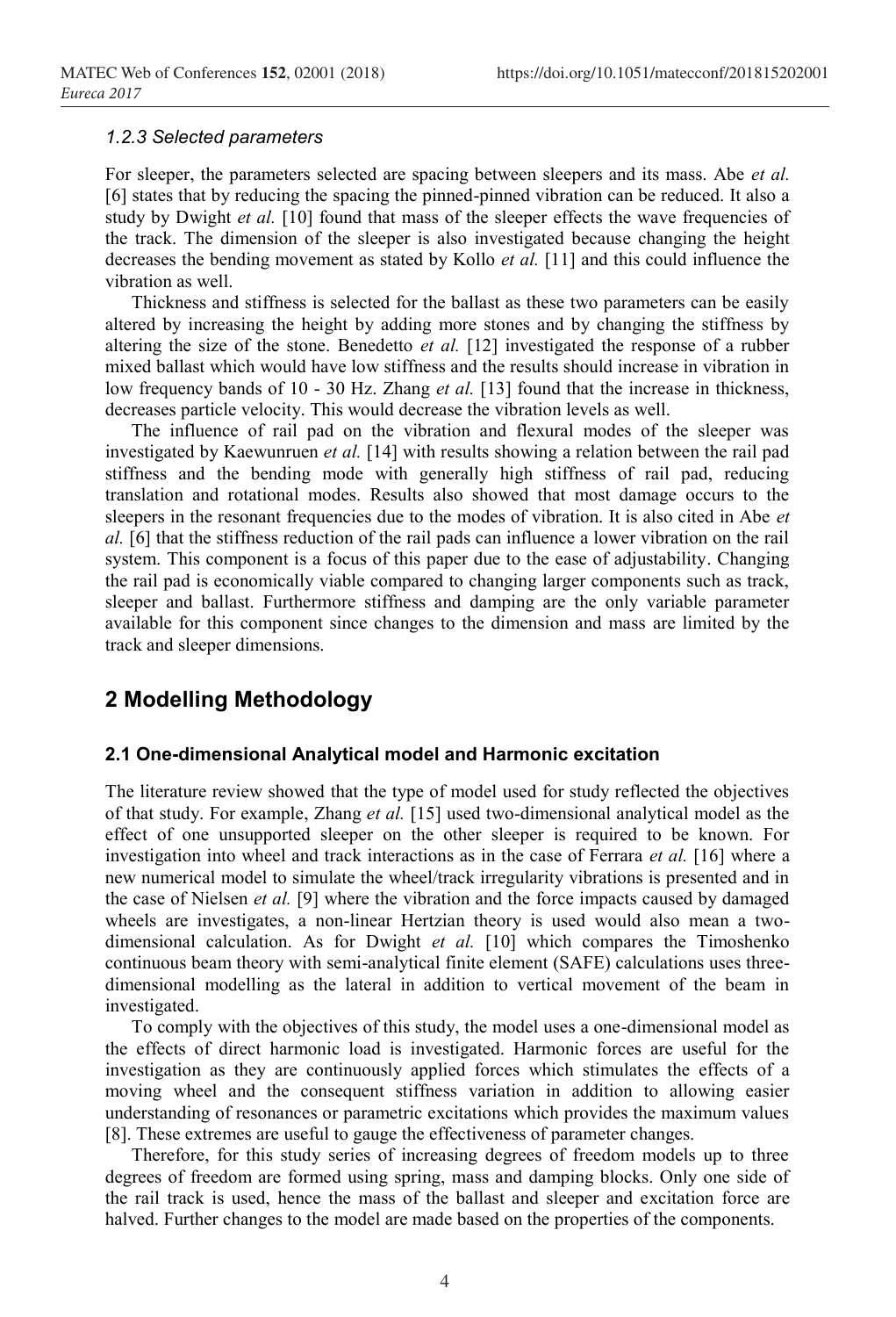### *1.2.3 Selected parameters*

For sleeper, the parameters selected are spacing between sleepers and its mass. Abe *et al.* [6] states that by reducing the spacing the pinned-pinned vibration can be reduced. It also a study by Dwight *et al.* [10] found that mass of the sleeper effects the wave frequencies of the track. The dimension of the sleeper is also investigated because changing the height decreases the bending movement as stated by Kollo *et al.* [11] and this could influence the vibration as well.

Thickness and stiffness is selected for the ballast as these two parameters can be easily altered by increasing the height by adding more stones and by changing the stiffness by altering the size of the stone. Benedetto *et al.* [12] investigated the response of a rubber mixed ballast which would have low stiffness and the results should increase in vibration in low frequency bands of 10 - 30 Hz. Zhang *et al.* [13] found that the increase in thickness, decreases particle velocity. This would decrease the vibration levels as well.

The influence of rail pad on the vibration and flexural modes of the sleeper was investigated by Kaewunruen *et al.* [14] with results showing a relation between the rail pad stiffness and the bending mode with generally high stiffness of rail pad, reducing translation and rotational modes. Results also showed that most damage occurs to the sleepers in the resonant frequencies due to the modes of vibration. It is also cited in Abe *et al.* [6] that the stiffness reduction of the rail pads can influence a lower vibration on the rail system. This component is a focus of this paper due to the ease of adjustability. Changing the rail pad is economically viable compared to changing larger components such as track, sleeper and ballast. Furthermore stiffness and damping are the only variable parameter available for this component since changes to the dimension and mass are limited by the track and sleeper dimensions.

## 2 Modelling Methodology

### 2.1 One-dimensional Analytical model and Harmonic excitation

The literature review showed that the type of model used for study reflected the objectives of that study. For example, Zhang *et al.* [15] used two-dimensional analytical model as the effect of one unsupported sleeper on the other sleeper is required to be known. For investigation into wheel and track interactions as in the case of Ferrara *et al.* [16] where a new numerical model to simulate the wheel/track irregularity vibrations is presented and in the case of Nielsen *et al.* [9] where the vibration and the force impacts caused by damaged wheels are investigates, a non-linear Hertzian theory is used would also mean a two-dimensional calculation. As for Dwight *et al.* [10] which compares the Timoshenko continuous beam theory with semi-analytical finite element (SAFE) calculations uses three-dimensional modelling as the lateral in addition to vertical movement of the beam in investigated.

To comply with the objectives of this study, the model uses a one-dimensional model as the effects of direct harmonic load is investigated. Harmonic forces are useful for the investigation as they are continuously applied forces which stimulates the effects of a moving wheel and the consequent stiffness variation in addition to allowing easier understanding of resonances or parametric excitations which provides the maximum values [8]. These extremes are useful to gauge the effectiveness of parameter changes.

Therefore, for this study series of increasing degrees of freedom models up to three degrees of freedom are formed using spring, mass and damping blocks. Only one side of the rail track is used, hence the mass of the ballast and sleeper and excitation force are halved. Further changes to the model are made based on the properties of the components.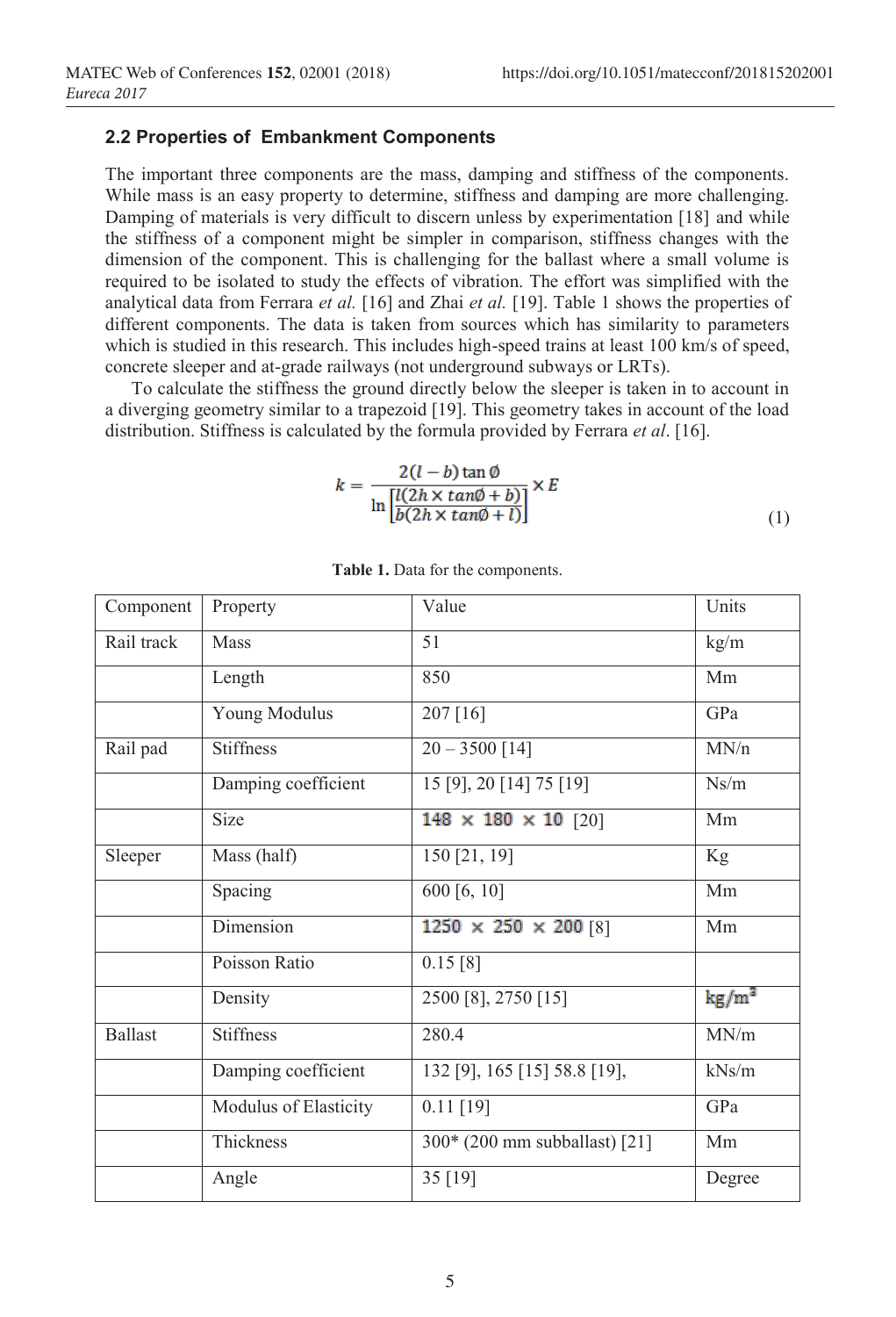### 2.2 Properties of Embankment Components

The important three components are the mass, damping and stiffness of the components. While mass is an easy property to determine, stiffness and damping are more challenging. Damping of materials is very difficult to discern unless by experimentation [18] and while the stiffness of a component might be simpler in comparison, stiffness changes with the dimension of the component. This is challenging for the ballast where a small volume is required to be isolated to study the effects of vibration. The effort was simplified with the analytical data from Ferrara *et al.* [16] and Zhai *et al.* [19]. Table 1 shows the properties of different components. The data is taken from sources which has similarity to parameters which is studied in this research. This includes high-speed trains at least 100 km/s of speed, concrete sleeper and at-grade railways (not underground subways or LRTs).

To calculate the stiffness the ground directly below the sleeper is taken in to account in a diverging geometry similar to a trapezoid [19]. This geometry takes in account of the load distribution. Stiffness is calculated by the formula provided by Ferrara *et al*. [16].

$$k = \frac{2(l-b)\tan\emptyset}{\ln\left[\frac{l(2h\times tan\emptyset+b)}{b(2h\times tan\emptyset+l)}\right]}\times E \tag{1}$$

**Table 1.** Data for the components.

| Component | Property | Value | Units |
|---|---|---|---|
| Rail track | Mass | 51 | kg/m |
| | Length | 850 | Mm |
| | Young Modulus | 207 [16] | GPa |
| Rail pad | Stiffness | 20 – 3500 [14] | MN/n |
| | Damping coefficient | 15 [9], 20 [14] 75 [19] | Ns/m |
| | Size | $148 \times 180 \times 10$ [20] | Mm |
| Sleeper | Mass (half) | 150 [21, 19] | Kg |
| | Spacing | 600 [6, 10] | Mm |
| | Dimension | $1250 \times 250 \times 200$ [8] | Mm |
| | Poisson Ratio | 0.15 [8] | |
| | Density | 2500 [8], 2750 [15] | $kg/m^3$ |
| Ballast | Stiffness | 280.4 | MN/m |
| | Damping coefficient | 132 [9], 165 [15] 58.8 [19], | kNs/m |
| | Modulus of Elasticity | 0.11 [19] | GPa |
| | Thickness | 300* (200 mm subballast) [21] | Mm |
| | Angle | 35 [19] | Degree |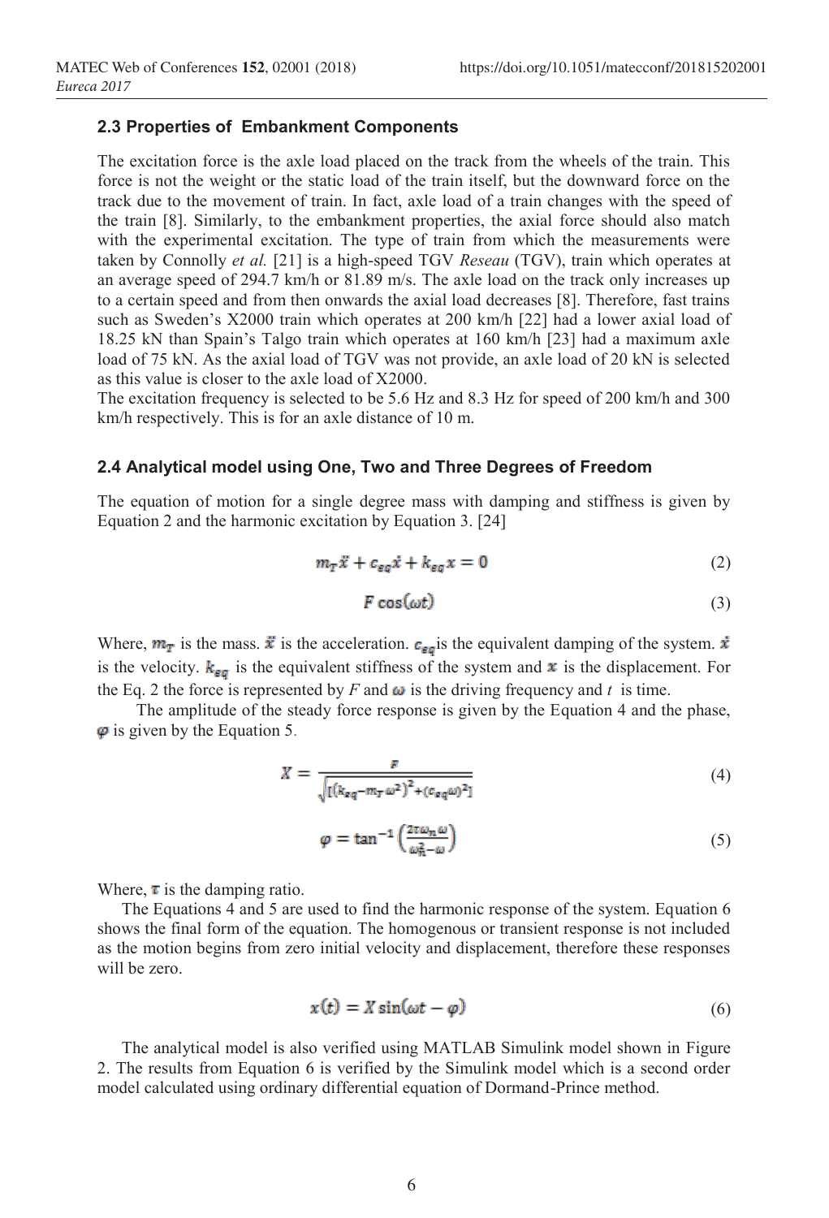### 2.3 Properties of Embankment Components

The excitation force is the axle load placed on the track from the wheels of the train. This force is not the weight or the static load of the train itself, but the downward force on the track due to the movement of train. In fact, axle load of a train changes with the speed of the train [8]. Similarly, to the embankment properties, the axial force should also match with the experimental excitation. The type of train from which the measurements were taken by Connolly *et al.* [21] is a high-speed TGV *Reseau* (TGV), train which operates at an average speed of 294.7 km/h or 81.89 m/s. The axle load on the track only increases up to a certain speed and from then onwards the axial load decreases [8]. Therefore, fast trains such as Sweden's X2000 train which operates at 200 km/h [22] had a lower axial load of 18.25 kN than Spain's Talgo train which operates at 160 km/h [23] had a maximum axle load of 75 kN. As the axial load of TGV was not provide, an axle load of 20 kN is selected as this value is closer to the axle load of X2000.

The excitation frequency is selected to be 5.6 Hz and 8.3 Hz for speed of 200 km/h and 300 km/h respectively. This is for an axle distance of 10 m.

### 2.4 Analytical model using One, Two and Three Degrees of Freedom

The equation of motion for a single degree mass with damping and stiffness is given by Equation 2 and the harmonic excitation by Equation 3. [24]

$$m_T \ddot{x} + c_{eq} \dot{x} + k_{eq} x = 0 \tag{2}$$

$$F \cos(\omega t) \tag{3}$$

Where, $m_T$ is the mass. $\ddot{x}$ is the acceleration. $c_{eq}$ is the equivalent damping of the system. $\dot{x}$ is the velocity. $k_{eq}$ is the equivalent stiffness of the system and $x$ is the displacement. For the Eq. 2 the force is represented by $F$ and $\omega$ is the driving frequency and $t$ is time.

The amplitude of the steady force response is given by the Equation 4 and the phase, $\varphi$ is given by the Equation 5.

$$X = \frac{F}{\sqrt{[(k_{eq} - m_T \omega^2)^2 + (c_{eq} \omega)^2]}} \tag{4}$$

$$\varphi = \tan^{-1}\left(\frac{2\tau \omega_n \omega}{\omega_n^2 - \omega}\right) \tag{5}$$

Where, $\tau$ is the damping ratio.

The Equations 4 and 5 are used to find the harmonic response of the system. Equation 6 shows the final form of the equation. The homogenous or transient response is not included as the motion begins from zero initial velocity and displacement, therefore these responses will be zero.

$$x(t) = X \sin(\omega t - \varphi) \tag{6}$$

The analytical model is also verified using MATLAB Simulink model shown in Figure 2. The results from Equation 6 is verified by the Simulink model which is a second order model calculated using ordinary differential equation of Dormand-Prince method.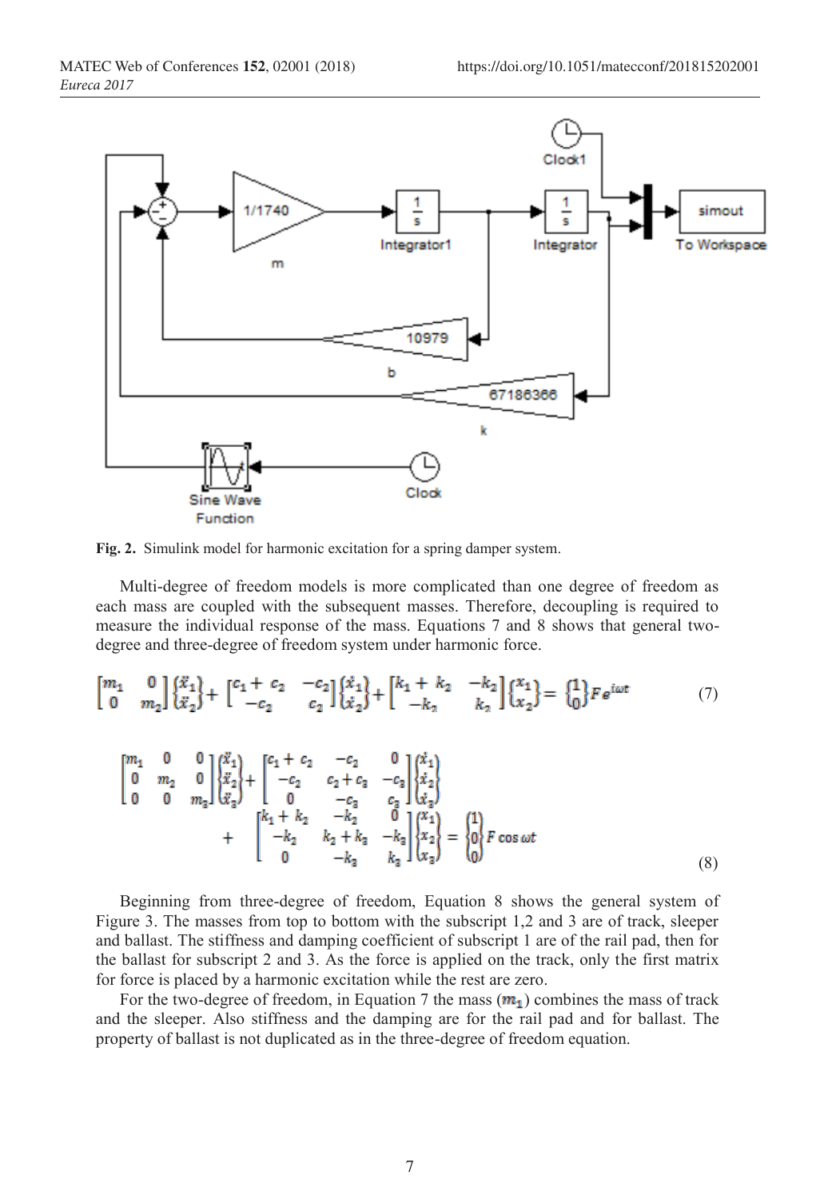Fig. 2. Simulink model for harmonic excitation for a spring damper system.

Multi-degree of freedom models is more complicated than one degree of freedom as each mass are coupled with the subsequent masses. Therefore, decoupling is required to measure the individual response of the mass. Equations 7 and 8 shows that general two-degree and three-degree of freedom system under harmonic force.

$$\begin{bmatrix} m_1 & 0 \\ 0 & m_2 \end{bmatrix} \begin{Bmatrix} \ddot{x}_1 \\ \ddot{x}_2 \end{Bmatrix} + \begin{bmatrix} c_1 + c_2 & -c_2 \\ -c_2 & c_2 \end{bmatrix} \begin{Bmatrix} \dot{x}_1 \\ \dot{x}_2 \end{Bmatrix} + \begin{bmatrix} k_1 + k_2 & -k_2 \\ -k_2 & k_2 \end{bmatrix} \begin{Bmatrix} x_1 \\ x_2 \end{Bmatrix} = \begin{Bmatrix} 1 \\ 0 \end{Bmatrix} F e^{i\omega t} \tag{7}$$

$$\begin{bmatrix} m_1 & 0 & 0 \\ 0 & m_2 & 0 \\ 0 & 0 & m_3 \end{bmatrix} \begin{Bmatrix} \ddot{x}_1 \\ \ddot{x}_2 \\ \ddot{x}_3 \end{Bmatrix} + \begin{bmatrix} c_1 + c_2 & -c_2 & 0 \\ -c_2 & c_2 + c_3 & -c_3 \\ 0 & -c_3 & c_3 \end{bmatrix} \begin{Bmatrix} \dot{x}_1 \\ \dot{x}_2 \\ \dot{x}_3 \end{Bmatrix} + \begin{bmatrix} k_1 + k_2 & -k_2 & 0 \\ -k_2 & k_2 + k_3 & -k_3 \\ 0 & -k_3 & k_3 \end{bmatrix} \begin{Bmatrix} x_1 \\ x_2 \\ x_3 \end{Bmatrix} = \begin{Bmatrix} 1 \\ 0 \\ 0 \end{Bmatrix} F \cos \omega t \tag{8}$$

Beginning from three-degree of freedom, Equation 8 shows the general system of Figure 3. The masses from top to bottom with the subscript 1,2 and 3 are of track, sleeper and ballast. The stiffness and damping coefficient of subscript 1 are of the rail pad, then for the ballast for subscript 2 and 3. As the force is applied on the track, only the first matrix for force is placed by a harmonic excitation while the rest are zero.

For the two-degree of freedom, in Equation 7 the mass ($m_1$) combines the mass of track and the sleeper. Also stiffness and the damping are for the rail pad and for ballast. The property of ballast is not duplicated as in the three-degree of freedom equation.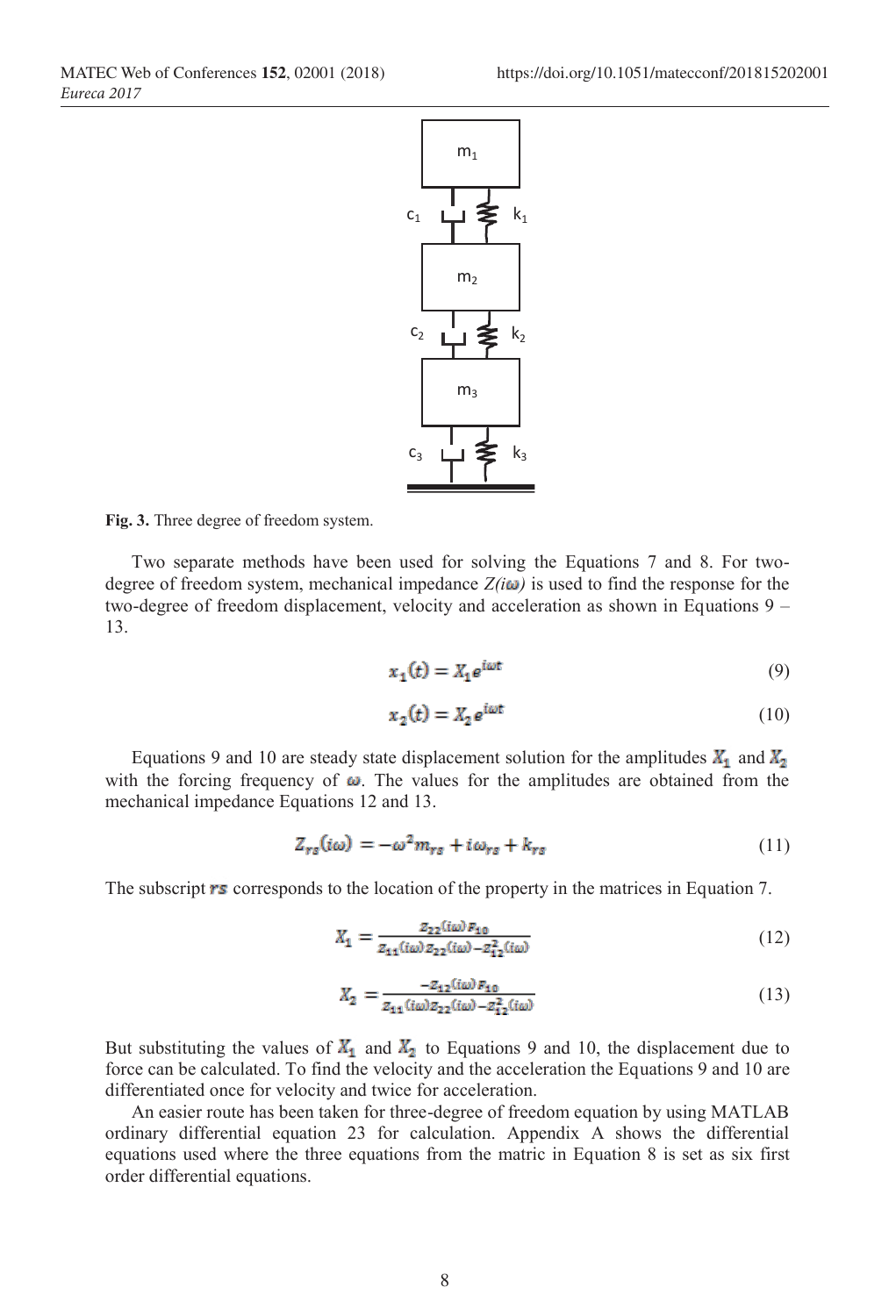**Fig. 3.** Three degree of freedom system.

Two separate methods have been used for solving the Equations 7 and 8. For two-degree of freedom system, mechanical impedance $Z(i\omega)$ is used to find the response for the two-degree of freedom displacement, velocity and acceleration as shown in Equations 9 – 13.

$$x_1(t) = X_1 e^{i\omega t} \tag{9}$$

$$x_2(t) = X_2 e^{i\omega t} \tag{10}$$

Equations 9 and 10 are steady state displacement solution for the amplitudes $X_1$ and $X_2$ with the forcing frequency of $\omega$. The values for the amplitudes are obtained from the mechanical impedance Equations 12 and 13.

$$Z_{rs}(i\omega) = -\omega^2 m_{rs} + i\omega_{rs} + k_{rs} \tag{11}$$

The subscript $rs$ corresponds to the location of the property in the matrices in Equation 7.

$$X_1 = \frac{Z_{22}(i\omega) F_{10}}{Z_{11}(i\omega) Z_{22}(i\omega) - Z_{12}^2(i\omega)} \tag{12}$$

$$X_2 = \frac{-Z_{12}(i\omega) F_{10}}{Z_{11}(i\omega) Z_{22}(i\omega) - Z_{12}^2(i\omega)} \tag{13}$$

But substituting the values of $X_1$ and $X_2$ to Equations 9 and 10, the displacement due to force can be calculated. To find the velocity and the acceleration the Equations 9 and 10 are differentiated once for velocity and twice for acceleration.

An easier route has been taken for three-degree of freedom equation by using MATLAB ordinary differential equation 23 for calculation. Appendix A shows the differential equations used where the three equations from the matric in Equation 8 is set as six first order differential equations.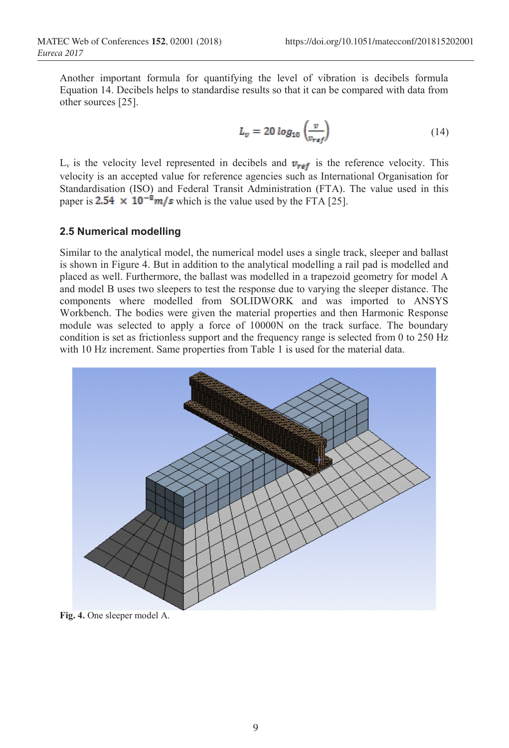Another important formula for quantifying the level of vibration is decibels formula Equation 14. Decibels helps to standardise results so that it can be compared with data from other sources [25].

$$L_v = 20 \log_{10}\left(\frac{v}{v_{ref}}\right) \tag{14}$$

$L_v$ is the velocity level represented in decibels and $v_{ref}$ is the reference velocity. This velocity is an accepted value for reference agencies such as International Organisation for Standardisation (ISO) and Federal Transit Administration (FTA). The value used in this paper is $2.54 \times 10^{-8} m/s$ which is the value used by the FTA [25].

### 2.5 Numerical modelling

Similar to the analytical model, the numerical model uses a single track, sleeper and ballast is shown in Figure 4. But in addition to the analytical modelling a rail pad is modelled and placed as well. Furthermore, the ballast was modelled in a trapezoid geometry for model A and model B uses two sleepers to test the response due to varying the sleeper distance. The components where modelled from SOLIDWORK and was imported to ANSYS Workbench. The bodies were given the material properties and then Harmonic Response module was selected to apply a force of 10000N on the track surface. The boundary condition is set as frictionless support and the frequency range is selected from 0 to 250 Hz with 10 Hz increment. Same properties from Table 1 is used for the material data.

**Fig. 4.** One sleeper model A.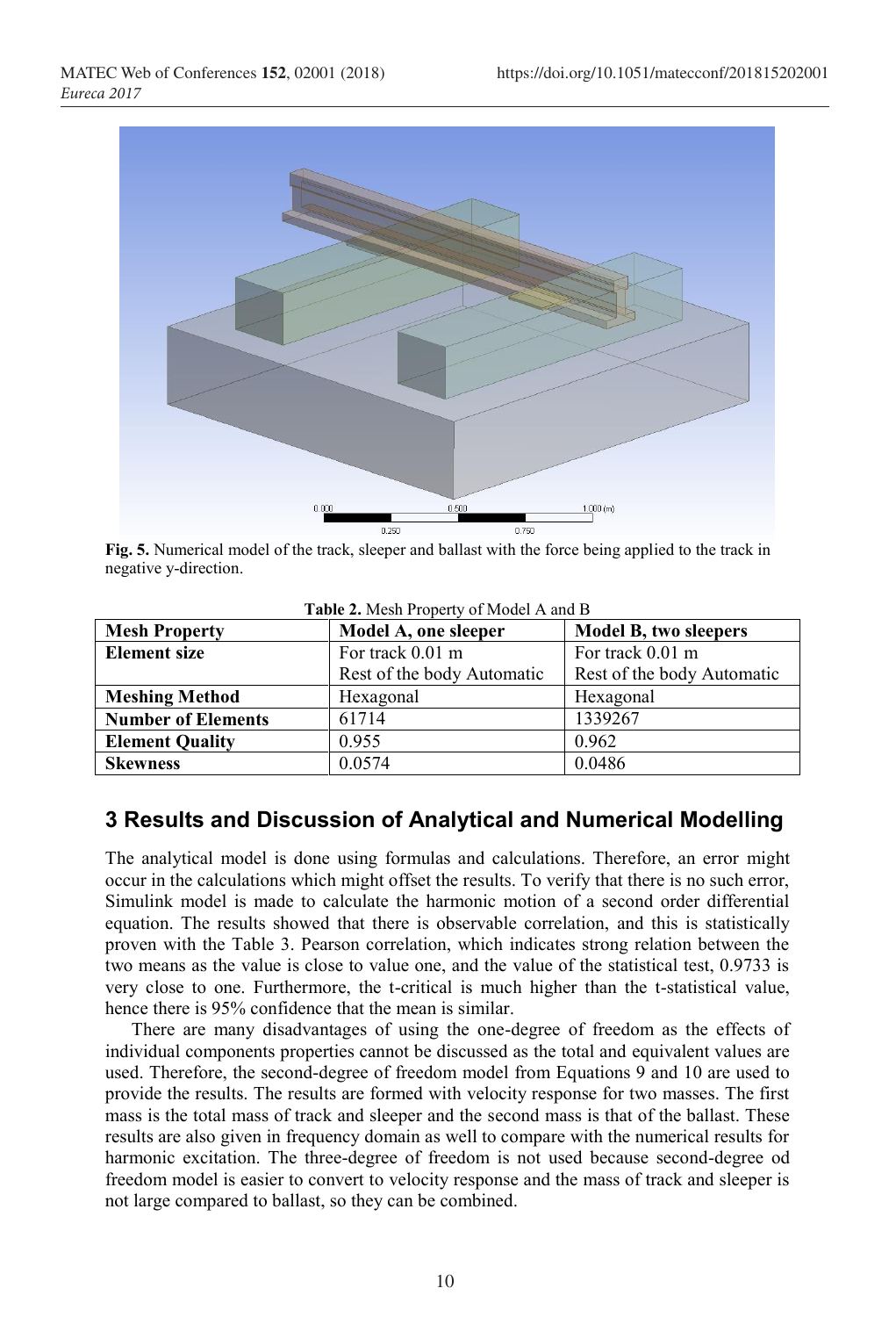Fig. 5. Numerical model of the track, sleeper and ballast with the force being applied to the track in negative y-direction.

**Table 2.** Mesh Property of Model A and B

| Mesh Property | Model A, one sleeper | Model B, two sleepers |
|---|---|---|
| **Element size** | For track 0.01 m<br>Rest of the body Automatic | For track 0.01 m<br>Rest of the body Automatic |
| **Meshing Method** | Hexagonal | Hexagonal |
| **Number of Elements** | 61714 | 1339267 |
| **Element Quality** | 0.955 | 0.962 |
| **Skewness** | 0.0574 | 0.0486 |

## 3 Results and Discussion of Analytical and Numerical Modelling

The analytical model is done using formulas and calculations. Therefore, an error might occur in the calculations which might offset the results. To verify that there is no such error, Simulink model is made to calculate the harmonic motion of a second order differential equation. The results showed that there is observable correlation, and this is statistically proven with the Table 3. Pearson correlation, which indicates strong relation between the two means as the value is close to value one, and the value of the statistical test, 0.9733 is very close to one. Furthermore, the t-critical is much higher than the t-statistical value, hence there is 95% confidence that the mean is similar.

There are many disadvantages of using the one-degree of freedom as the effects of individual components properties cannot be discussed as the total and equivalent values are used. Therefore, the second-degree of freedom model from Equations 9 and 10 are used to provide the results. The results are formed with velocity response for two masses. The first mass is the total mass of track and sleeper and the second mass is that of the ballast. These results are also given in frequency domain as well to compare with the numerical results for harmonic excitation. The three-degree of freedom is not used because second-degree od freedom model is easier to convert to velocity response and the mass of track and sleeper is not large compared to ballast, so they can be combined.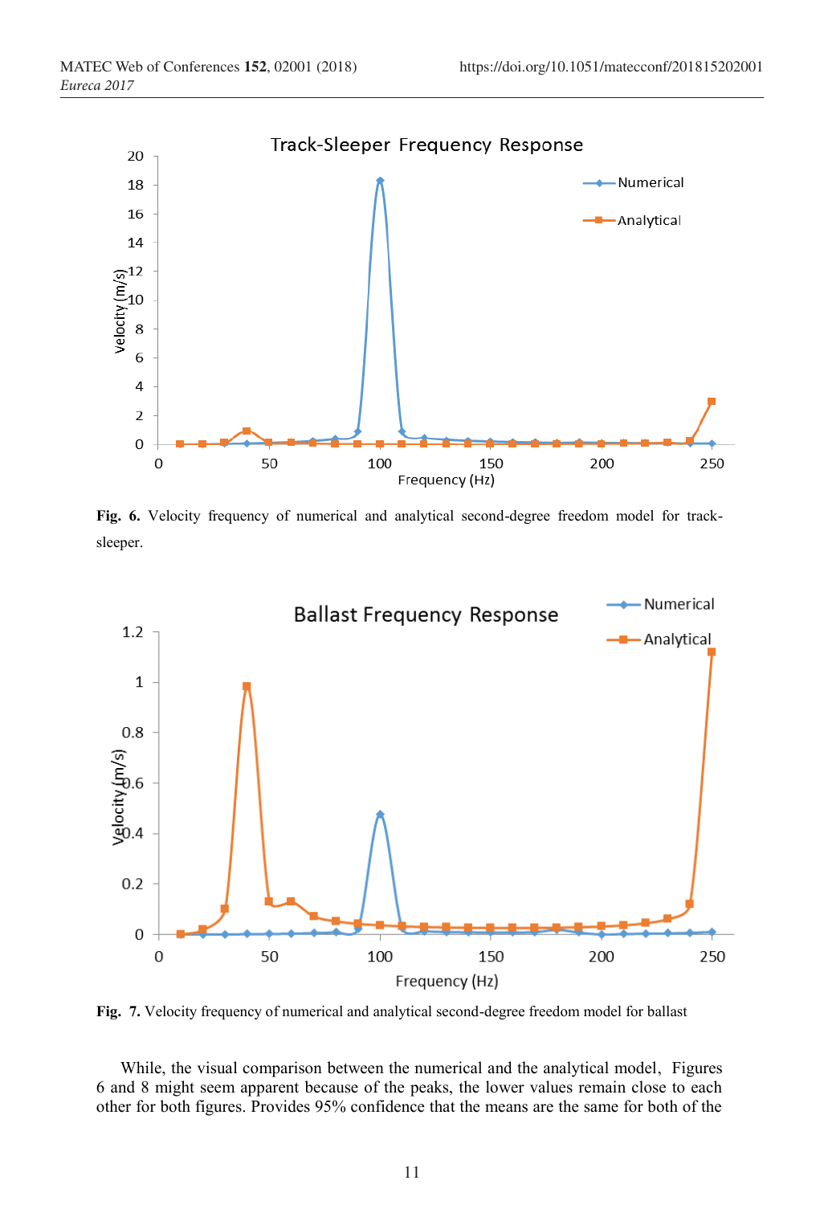**Fig. 6.** Velocity frequency of numerical and analytical second-degree freedom model for track-sleeper.

**Fig. 7.** Velocity frequency of numerical and analytical second-degree freedom model for ballast

While, the visual comparison between the numerical and the analytical model, Figures 6 and 8 might seem apparent because of the peaks, the lower values remain close to each other for both figures. Provides 95% confidence that the means are the same for both of the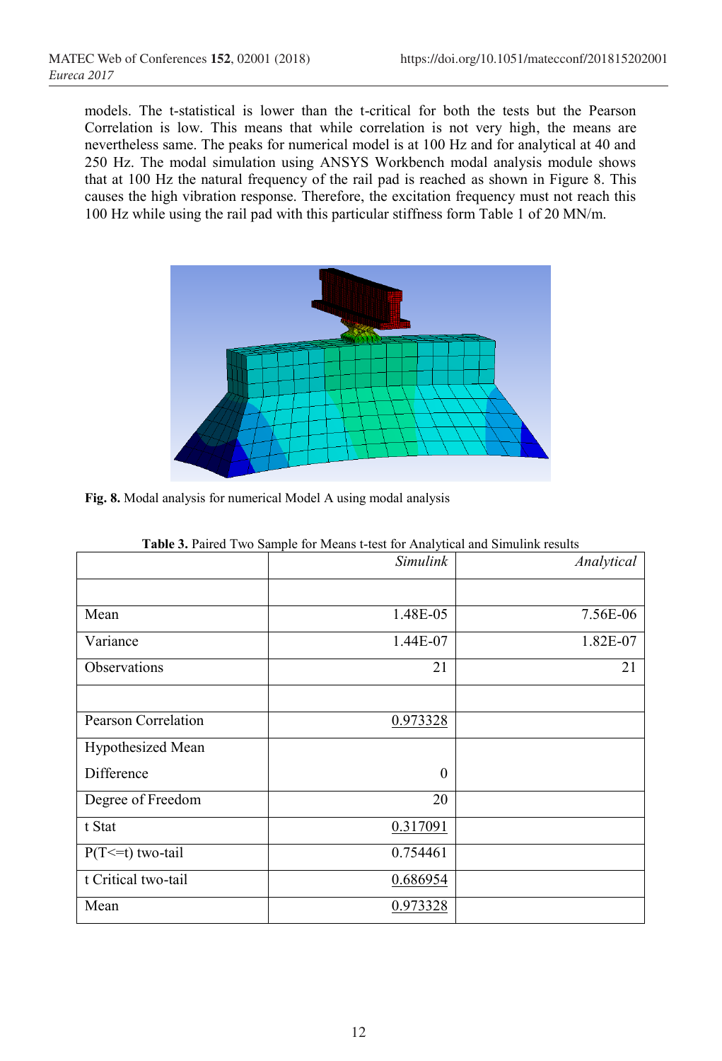models. The t-statistical is lower than the t-critical for both the tests but the Pearson Correlation is low. This means that while correlation is not very high, the means are nevertheless same. The peaks for numerical model is at 100 Hz and for analytical at 40 and 250 Hz. The modal simulation using ANSYS Workbench modal analysis module shows that at 100 Hz the natural frequency of the rail pad is reached as shown in Figure 8. This causes the high vibration response. Therefore, the excitation frequency must not reach this 100 Hz while using the rail pad with this particular stiffness form Table 1 of 20 MN/m.

**Fig. 8.** Modal analysis for numerical Model A using modal analysis

**Table 3.** Paired Two Sample for Means t-test for Analytical and Simulink results

| | *Simulink* | *Analytical* |
|---|---:|---:|
| | | |
| Mean | 1.48E-05 | 7.56E-06 |
| Variance | 1.44E-07 | 1.82E-07 |
| Observations | 21 | 21 |
| | | |
| Pearson Correlation | 0.973328 | |
| Hypothesized Mean Difference | 0 | |
| Degree of Freedom | 20 | |
| t Stat | 0.317091 | |
| P(T<=t) two-tail | 0.754461 | |
| t Critical two-tail | 0.686954 | |
| Mean | 0.973328 | |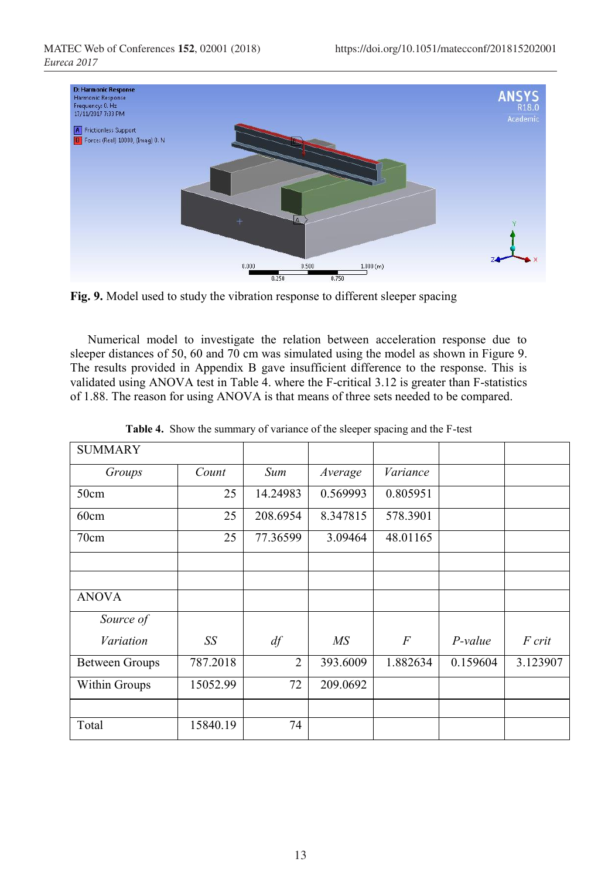**Fig. 9.** Model used to study the vibration response to different sleeper spacing

Numerical model to investigate the relation between acceleration response due to sleeper distances of 50, 60 and 70 cm was simulated using the model as shown in Figure 9. The results provided in Appendix B gave insufficient difference to the response. This is validated using ANOVA test in Table 4. where the F-critical 3.12 is greater than F-statistics of 1.88. The reason for using ANOVA is that means of three sets needed to be compared.

**Table 4.** Show the summary of variance of the sleeper spacing and the F-test

| SUMMARY | | | | | | |
|---|---|---|---|---|---|---|
| *Groups* | *Count* | *Sum* | *Average* | *Variance* | | |
| 50cm | 25 | 14.24983 | 0.569993 | 0.805951 | | |
| 60cm | 25 | 208.6954 | 8.347815 | 578.3901 | | |
| 70cm | 25 | 77.36599 | 3.09464 | 48.01165 | | |
| | | | | | | |
| | | | | | | |
| ANOVA | | | | | | |
| *Source of Variation* | *SS* | *df* | *MS* | *F* | *P-value* | *F crit* |
| Between Groups | 787.2018 | 2 | 393.6009 | 1.882634 | 0.159604 | 3.123907 |
| Within Groups | 15052.99 | 72 | 209.0692 | | | |
| | | | | | | |
| Total | 15840.19 | 74 | | | | |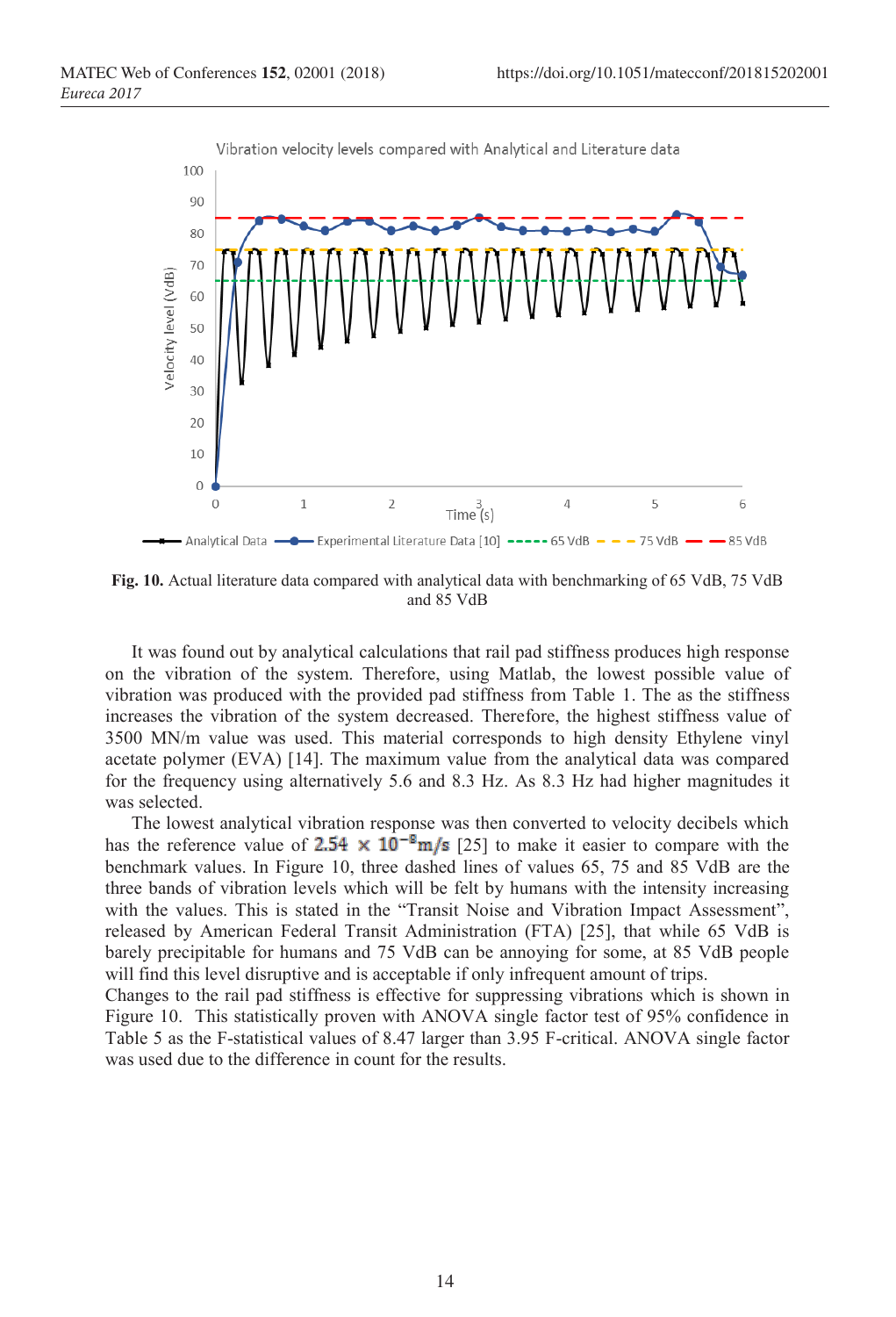**Fig. 10.** Actual literature data compared with analytical data with benchmarking of 65 VdB, 75 VdB and 85 VdB

It was found out by analytical calculations that rail pad stiffness produces high response on the vibration of the system. Therefore, using Matlab, the lowest possible value of vibration was produced with the provided pad stiffness from Table 1. The as the stiffness increases the vibration of the system decreased. Therefore, the highest stiffness value of 3500 MN/m value was used. This material corresponds to high density Ethylene vinyl acetate polymer (EVA) [14]. The maximum value from the analytical data was compared for the frequency using alternatively 5.6 and 8.3 Hz. As 8.3 Hz had higher magnitudes it was selected.

The lowest analytical vibration response was then converted to velocity decibels which has the reference value of $2.54 \times 10^{-8} m/s$ [25] to make it easier to compare with the benchmark values. In Figure 10, three dashed lines of values 65, 75 and 85 VdB are the three bands of vibration levels which will be felt by humans with the intensity increasing with the values. This is stated in the "Transit Noise and Vibration Impact Assessment", released by American Federal Transit Administration (FTA) [25], that while 65 VdB is barely precipitable for humans and 75 VdB can be annoying for some, at 85 VdB people will find this level disruptive and is acceptable if only infrequent amount of trips.

Changes to the rail pad stiffness is effective for suppressing vibrations which is shown in Figure 10. This statistically proven with ANOVA single factor test of 95% confidence in Table 5 as the F-statistical values of 8.47 larger than 3.95 F-critical. ANOVA single factor was used due to the difference in count for the results.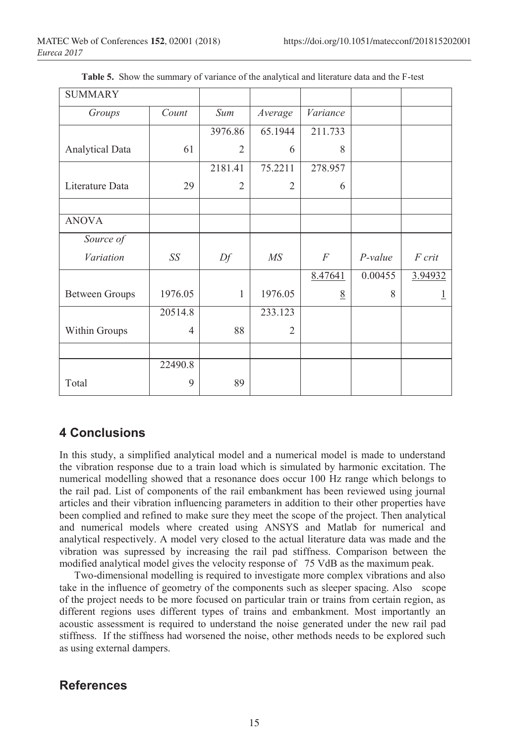**Table 5.** Show the summary of variance of the analytical and literature data and the F-test

| SUMMARY | | | | | | |
|---|---|---|---|---|---|---|
| *Groups* | *Count* | *Sum* | *Average* | *Variance* | | |
| Analytical Data | 61 | 3976.862 | 65.19446 | 211.7338 | | |
| Literature Data | 29 | 2181.412 | 75.22112 | 278.9576 | | |
| | | | | | | |
| ANOVA | | | | | | |
| *Source of Variation* | *SS* | *Df* | *MS* | *F* | *P-value* | *F crit* |
| Between Groups | 1976.05 | 1 | 1976.05 | 8.476418 | 0.004558 | 3.949321 |
| Within Groups | 20514.84 | 88 | 233.1232 | | | |
| | | | | | | |
| Total | 22490.89 | 89 | | | | |

## 4 Conclusions

In this study, a simplified analytical model and a numerical model is made to understand the vibration response due to a train load which is simulated by harmonic excitation. The numerical modelling showed that a resonance does occur 100 Hz range which belongs to the rail pad. List of components of the rail embankment has been reviewed using journal articles and their vibration influencing parameters in addition to their other properties have been complied and refined to make sure they meet the scope of the project. Then analytical and numerical models where created using ANSYS and Matlab for numerical and analytical respectively. A model very closed to the actual literature data was made and the vibration was supressed by increasing the rail pad stiffness. Comparison between the modified analytical model gives the velocity response of 75 VdB as the maximum peak.

Two-dimensional modelling is required to investigate more complex vibrations and also take in the influence of geometry of the components such as sleeper spacing. Also scope of the project needs to be more focused on particular train or trains from certain region, as different regions uses different types of trains and embankment. Most importantly an acoustic assessment is required to understand the noise generated under the new rail pad stiffness. If the stiffness had worsened the noise, other methods needs to be explored such as using external dampers.

## References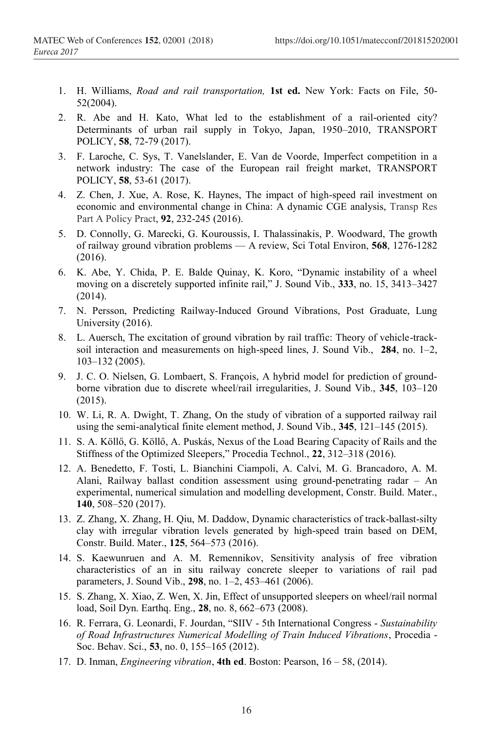1. H. Williams, *Road and rail transportation,* **1st ed.** New York: Facts on File, 50-52(2004).
2. R. Abe and H. Kato, What led to the establishment of a rail-oriented city? Determinants of urban rail supply in Tokyo, Japan, 1950–2010, TRANSPORT POLICY, **58**, 72-79 (2017).
3. F. Laroche, C. Sys, T. Vanelslander, E. Van de Voorde, Imperfect competition in a network industry: The case of the European rail freight market, TRANSPORT POLICY, **58**, 53-61 (2017).
4. Z. Chen, J. Xue, A. Rose, K. Haynes, The impact of high-speed rail investment on economic and environmental change in China: A dynamic CGE analysis, Transp Res Part A Policy Pract, **92**, 232-245 (2016).
5. D. Connolly, G. Marecki, G. Kouroussis, I. Thalassinakis, P. Woodward, The growth of railway ground vibration problems — A review, Sci Total Environ, **568**, 1276-1282 (2016).
6. K. Abe, Y. Chida, P. E. Balde Quinay, K. Koro, "Dynamic instability of a wheel moving on a discretely supported infinite rail," J. Sound Vib., **333**, no. 15, 3413–3427 (2014).
7. N. Persson, Predicting Railway-Induced Ground Vibrations, Post Graduate, Lung University (2016).
8. L. Auersch, The excitation of ground vibration by rail traffic: Theory of vehicle-track-soil interaction and measurements on high-speed lines, J. Sound Vib., **284**, no. 1–2, 103–132 (2005).
9. J. C. O. Nielsen, G. Lombaert, S. François, A hybrid model for prediction of ground-borne vibration due to discrete wheel/rail irregularities, J. Sound Vib., **345**, 103–120 (2015).
10. W. Li, R. A. Dwight, T. Zhang, On the study of vibration of a supported railway rail using the semi-analytical finite element method, J. Sound Vib., **345**, 121–145 (2015).
11. S. A. Köllő, G. Köllő, A. Puskás, Nexus of the Load Bearing Capacity of Rails and the Stiffness of the Optimized Sleepers," Procedia Technol., **22**, 312–318 (2016).
12. A. Benedetto, F. Tosti, L. Bianchini Ciampoli, A. Calvi, M. G. Brancadoro, A. M. Alani, Railway ballast condition assessment using ground-penetrating radar – An experimental, numerical simulation and modelling development, Constr. Build. Mater., **140**, 508–520 (2017).
13. Z. Zhang, X. Zhang, H. Qiu, M. Daddow, Dynamic characteristics of track-ballast-silty clay with irregular vibration levels generated by high-speed train based on DEM, Constr. Build. Mater., **125**, 564–573 (2016).
14. S. Kaewunruen and A. M. Remennikov, Sensitivity analysis of free vibration characteristics of an in situ railway concrete sleeper to variations of rail pad parameters, J. Sound Vib., **298**, no. 1–2, 453–461 (2006).
15. S. Zhang, X. Xiao, Z. Wen, X. Jin, Effect of unsupported sleepers on wheel/rail normal load, Soil Dyn. Earthq. Eng., **28**, no. 8, 662–673 (2008).
16. R. Ferrara, G. Leonardi, F. Jourdan, "SIIV - 5th International Congress - *Sustainability of Road Infrastructures Numerical Modelling of Train Induced Vibrations*, Procedia - Soc. Behav. Sci., **53**, no. 0, 155–165 (2012).
17. D. Inman, *Engineering vibration*, **4th ed**. Boston: Pearson, 16 – 58, (2014).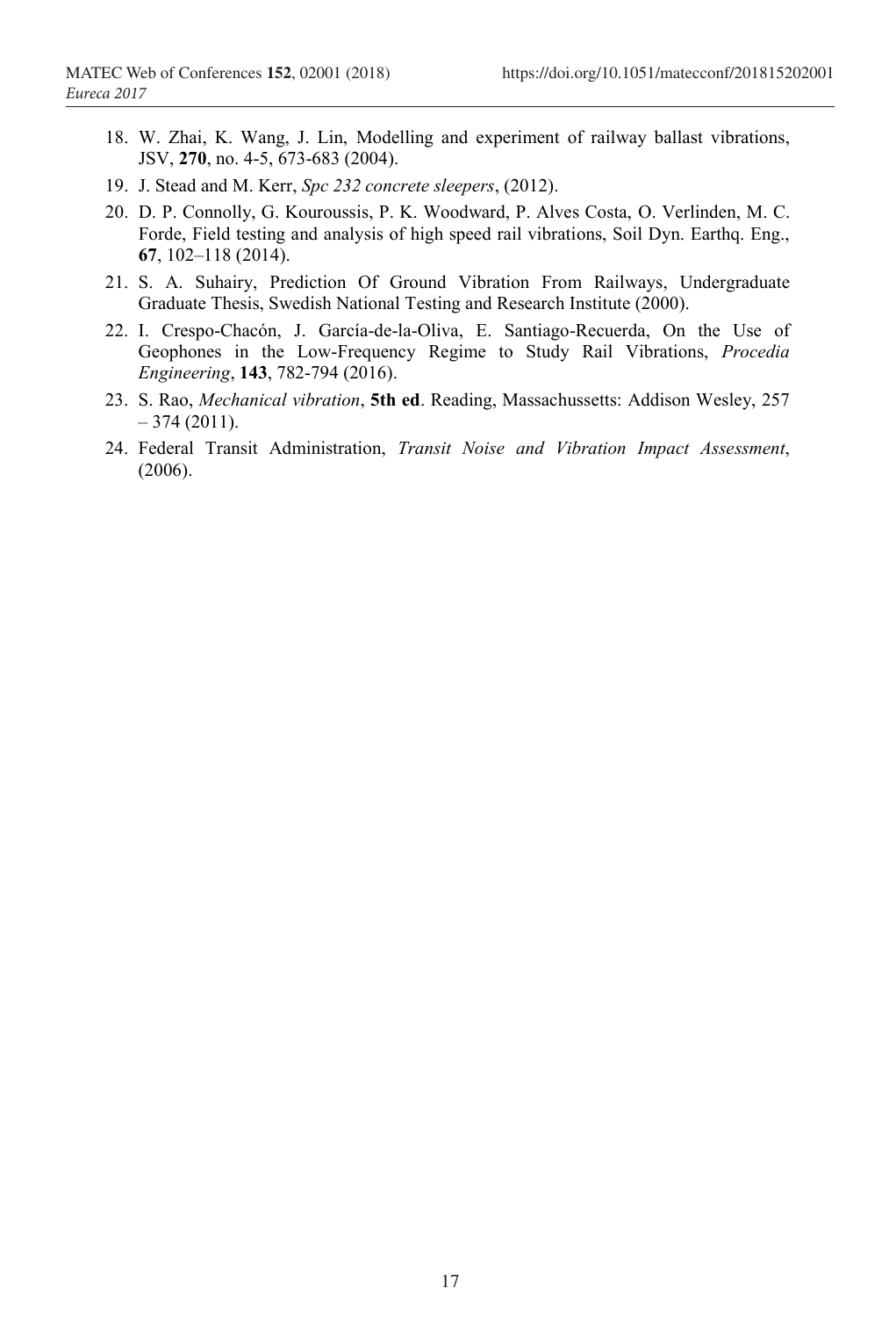18. W. Zhai, K. Wang, J. Lin, Modelling and experiment of railway ballast vibrations, JSV, **270**, no. 4-5, 673-683 (2004).
19. J. Stead and M. Kerr, *Spc 232 concrete sleepers*, (2012).
20. D. P. Connolly, G. Kouroussis, P. K. Woodward, P. Alves Costa, O. Verlinden, M. C. Forde, Field testing and analysis of high speed rail vibrations, Soil Dyn. Earthq. Eng., **67**, 102–118 (2014).
21. S. A. Suhairy, Prediction Of Ground Vibration From Railways, Undergraduate Graduate Thesis, Swedish National Testing and Research Institute (2000).
22. I. Crespo-Chacón, J. García-de-la-Oliva, E. Santiago-Recuerda, On the Use of Geophones in the Low-Frequency Regime to Study Rail Vibrations, *Procedia Engineering*, **143**, 782-794 (2016).
23. S. Rao, *Mechanical vibration*, **5th ed**. Reading, Massachussetts: Addison Wesley, 257 – 374 (2011).
24. Federal Transit Administration, *Transit Noise and Vibration Impact Assessment*, (2006).